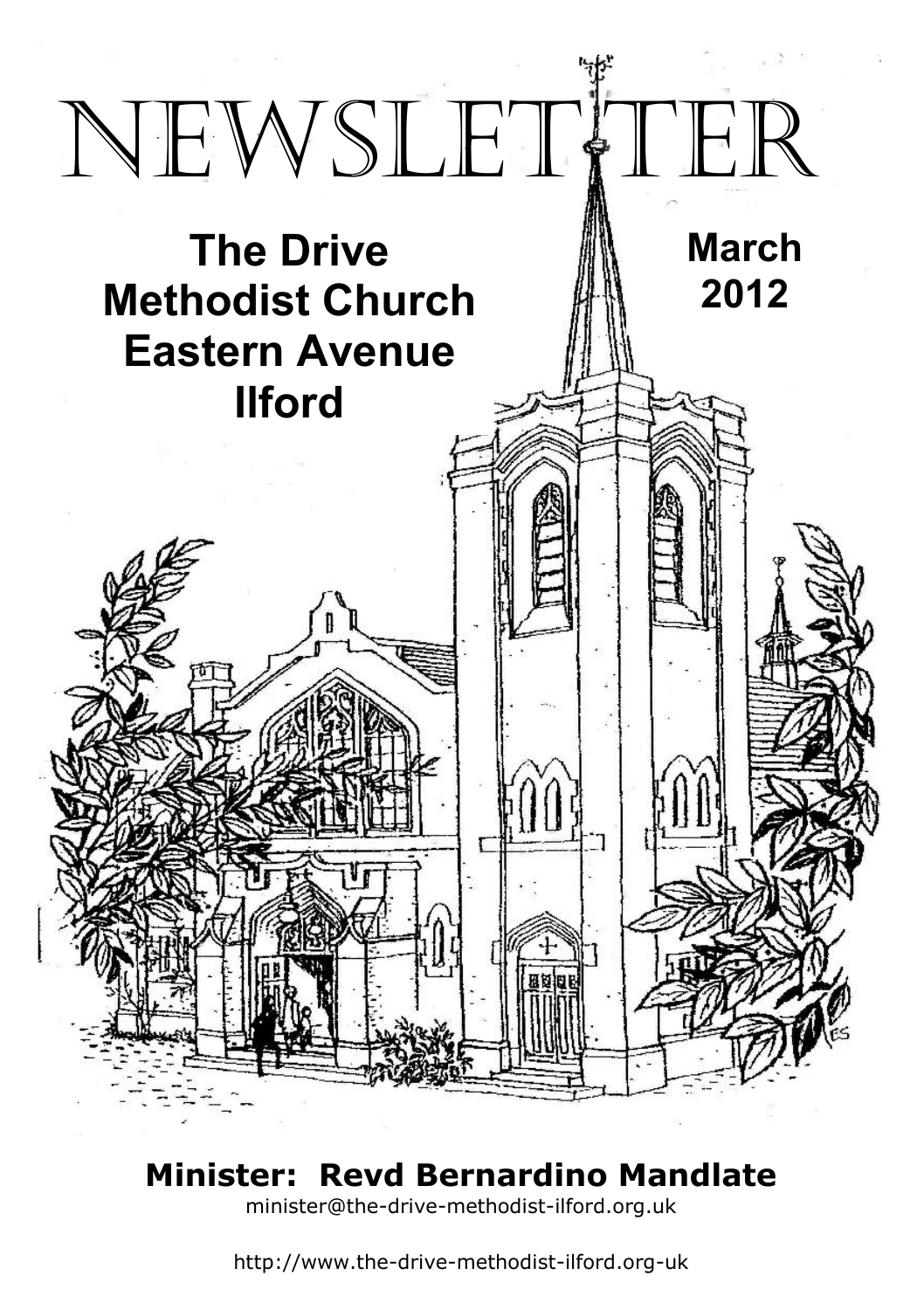# NEWSLETTER

**The Drive Methodist Church Eastern Avenue Ilford**

**March 2012**

**Minister: Revd Bernardino Mandlate**

minister@the-drive-methodist-ilford.org.uk

http://www.the-drive-methodist-ilford.org-uk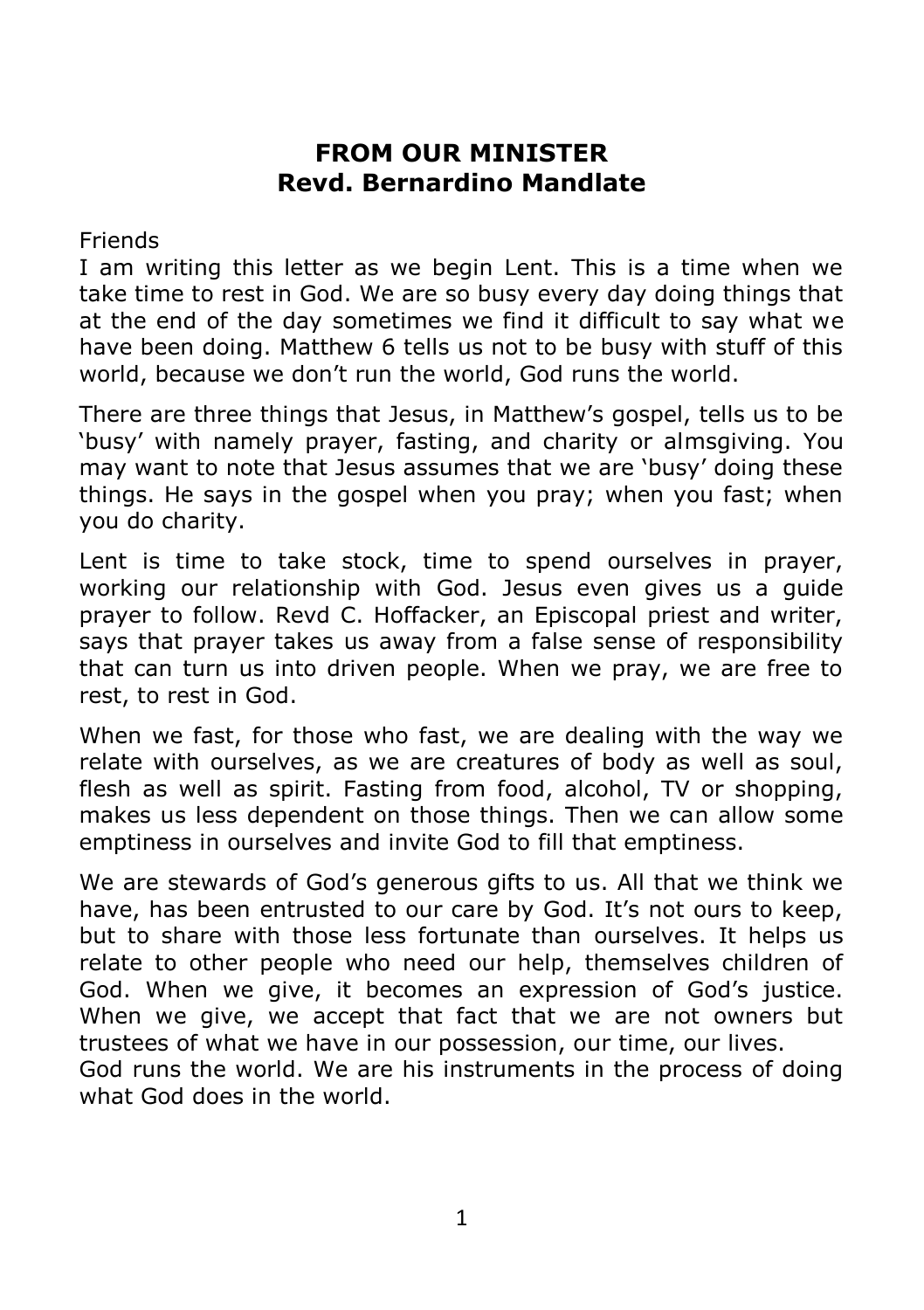## FROM OUR MINISTER
## Revd. Bernardino Mandlate

Friends
I am writing this letter as we begin Lent. This is a time when we take time to rest in God. We are so busy every day doing things that at the end of the day sometimes we find it difficult to say what we have been doing. Matthew 6 tells us not to be busy with stuff of this world, because we don't run the world, God runs the world.

There are three things that Jesus, in Matthew's gospel, tells us to be 'busy' with namely prayer, fasting, and charity or almsgiving. You may want to note that Jesus assumes that we are 'busy' doing these things. He says in the gospel when you pray; when you fast; when you do charity.

Lent is time to take stock, time to spend ourselves in prayer, working our relationship with God. Jesus even gives us a guide prayer to follow. Revd C. Hoffacker, an Episcopal priest and writer, says that prayer takes us away from a false sense of responsibility that can turn us into driven people. When we pray, we are free to rest, to rest in God.

When we fast, for those who fast, we are dealing with the way we relate with ourselves, as we are creatures of body as well as soul, flesh as well as spirit. Fasting from food, alcohol, TV or shopping, makes us less dependent on those things. Then we can allow some emptiness in ourselves and invite God to fill that emptiness.

We are stewards of God's generous gifts to us. All that we think we have, has been entrusted to our care by God. It's not ours to keep, but to share with those less fortunate than ourselves. It helps us relate to other people who need our help, themselves children of God. When we give, it becomes an expression of God's justice. When we give, we accept that fact that we are not owners but trustees of what we have in our possession, our time, our lives.
God runs the world. We are his instruments in the process of doing what God does in the world.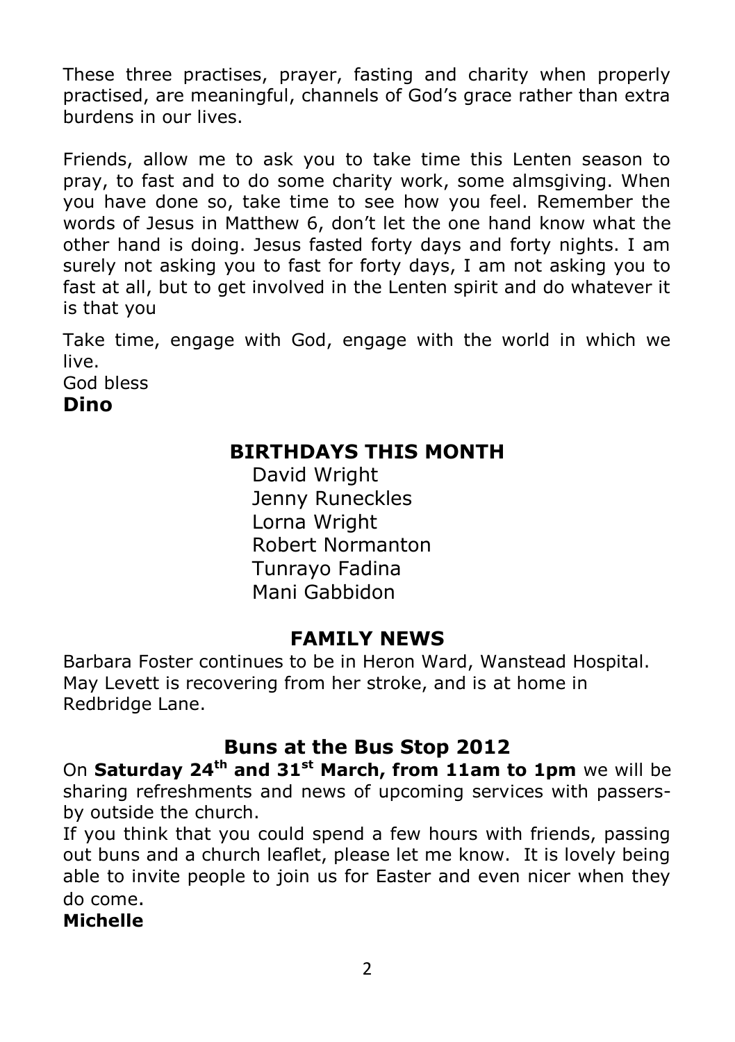These three practises, prayer, fasting and charity when properly practised, are meaningful, channels of God's grace rather than extra burdens in our lives.

Friends, allow me to ask you to take time this Lenten season to pray, to fast and to do some charity work, some almsgiving. When you have done so, take time to see how you feel. Remember the words of Jesus in Matthew 6, don't let the one hand know what the other hand is doing. Jesus fasted forty days and forty nights. I am surely not asking you to fast for forty days, I am not asking you to fast at all, but to get involved in the Lenten spirit and do whatever it is that you

Take time, engage with God, engage with the world in which we live.

God bless

**Dino**

## BIRTHDAYS THIS MONTH

David Wright
Jenny Runeckles
Lorna Wright
Robert Normanton
Tunrayo Fadina
Mani Gabbidon

## FAMILY NEWS

Barbara Foster continues to be in Heron Ward, Wanstead Hospital.
May Levett is recovering from her stroke, and is at home in Redbridge Lane.

## Buns at the Bus Stop 2012

On **Saturday 24th and 31st March, from 11am to 1pm** we will be sharing refreshments and news of upcoming services with passers-by outside the church.

If you think that you could spend a few hours with friends, passing out buns and a church leaflet, please let me know. It is lovely being able to invite people to join us for Easter and even nicer when they do come.

**Michelle**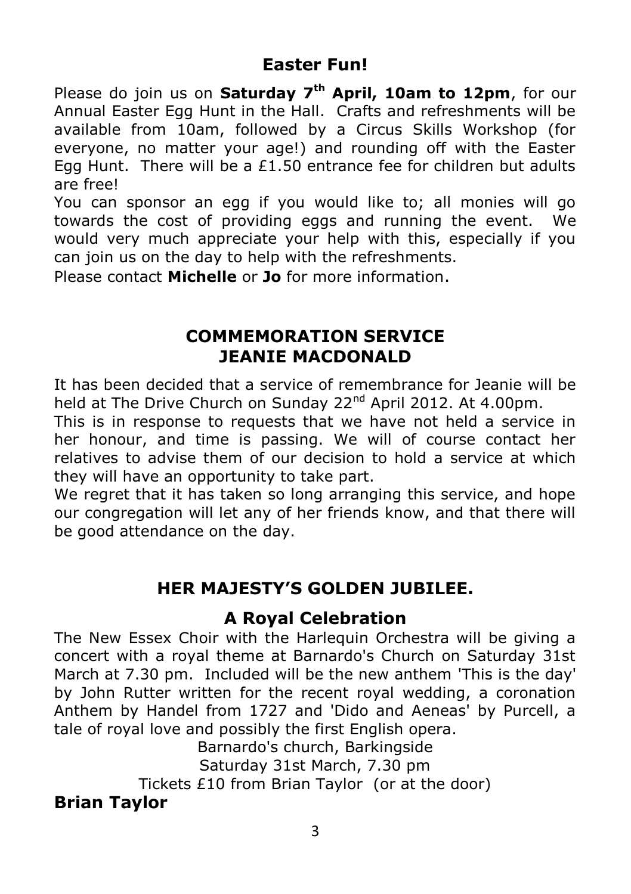## Easter Fun!

Please do join us on **Saturday 7th April, 10am to 12pm**, for our Annual Easter Egg Hunt in the Hall. Crafts and refreshments will be available from 10am, followed by a Circus Skills Workshop (for everyone, no matter your age!) and rounding off with the Easter Egg Hunt. There will be a £1.50 entrance fee for children but adults are free!

You can sponsor an egg if you would like to; all monies will go towards the cost of providing eggs and running the event. We would very much appreciate your help with this, especially if you can join us on the day to help with the refreshments.

Please contact **Michelle** or **Jo** for more information.

## COMMEMORATION SERVICE JEANIE MACDONALD

It has been decided that a service of remembrance for Jeanie will be held at The Drive Church on Sunday 22nd April 2012. At 4.00pm.

This is in response to requests that we have not held a service in her honour, and time is passing. We will of course contact her relatives to advise them of our decision to hold a service at which they will have an opportunity to take part.

We regret that it has taken so long arranging this service, and hope our congregation will let any of her friends know, and that there will be good attendance on the day.

## HER MAJESTY'S GOLDEN JUBILEE.

### A Royal Celebration

The New Essex Choir with the Harlequin Orchestra will be giving a concert with a royal theme at Barnardo's Church on Saturday 31st March at 7.30 pm. Included will be the new anthem 'This is the day' by John Rutter written for the recent royal wedding, a coronation Anthem by Handel from 1727 and 'Dido and Aeneas' by Purcell, a tale of royal love and possibly the first English opera.

Barnardo's church, Barkingside

Saturday 31st March, 7.30 pm

Tickets £10 from Brian Taylor (or at the door)

**Brian Taylor**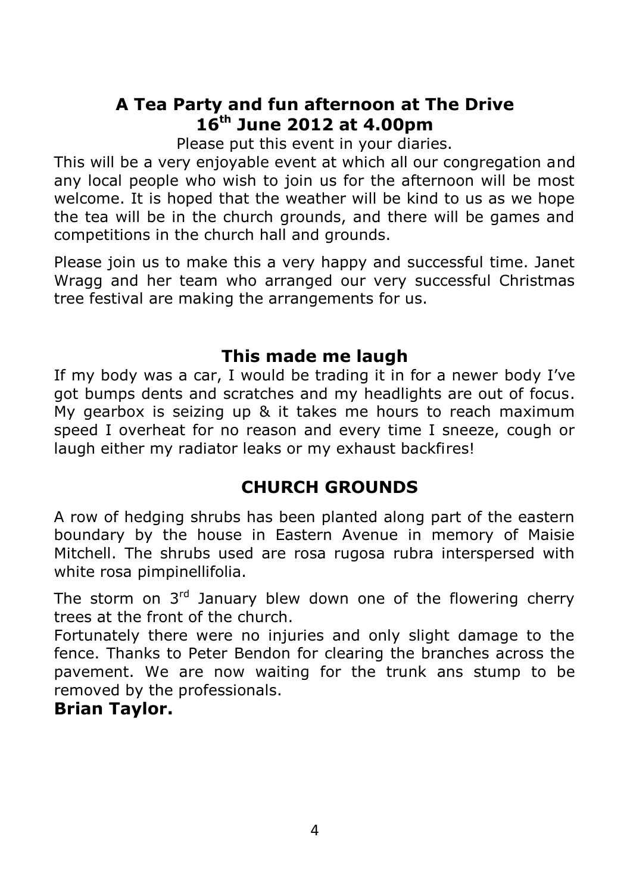## A Tea Party and fun afternoon at The Drive
## 16th June 2012 at 4.00pm

Please put this event in your diaries.

This will be a very enjoyable event at which all our congregation and any local people who wish to join us for the afternoon will be most welcome. It is hoped that the weather will be kind to us as we hope the tea will be in the church grounds, and there will be games and competitions in the church hall and grounds.

Please join us to make this a very happy and successful time. Janet Wragg and her team who arranged our very successful Christmas tree festival are making the arrangements for us.

## This made me laugh

If my body was a car, I would be trading it in for a newer body I've got bumps dents and scratches and my headlights are out of focus. My gearbox is seizing up & it takes me hours to reach maximum speed I overheat for no reason and every time I sneeze, cough or laugh either my radiator leaks or my exhaust backfires!

## CHURCH GROUNDS

A row of hedging shrubs has been planted along part of the eastern boundary by the house in Eastern Avenue in memory of Maisie Mitchell. The shrubs used are rosa rugosa rubra interspersed with white rosa pimpinellifolia.

The storm on 3rd January blew down one of the flowering cherry trees at the front of the church.

Fortunately there were no injuries and only slight damage to the fence. Thanks to Peter Bendon for clearing the branches across the pavement. We are now waiting for the trunk ans stump to be removed by the professionals.

**Brian Taylor.**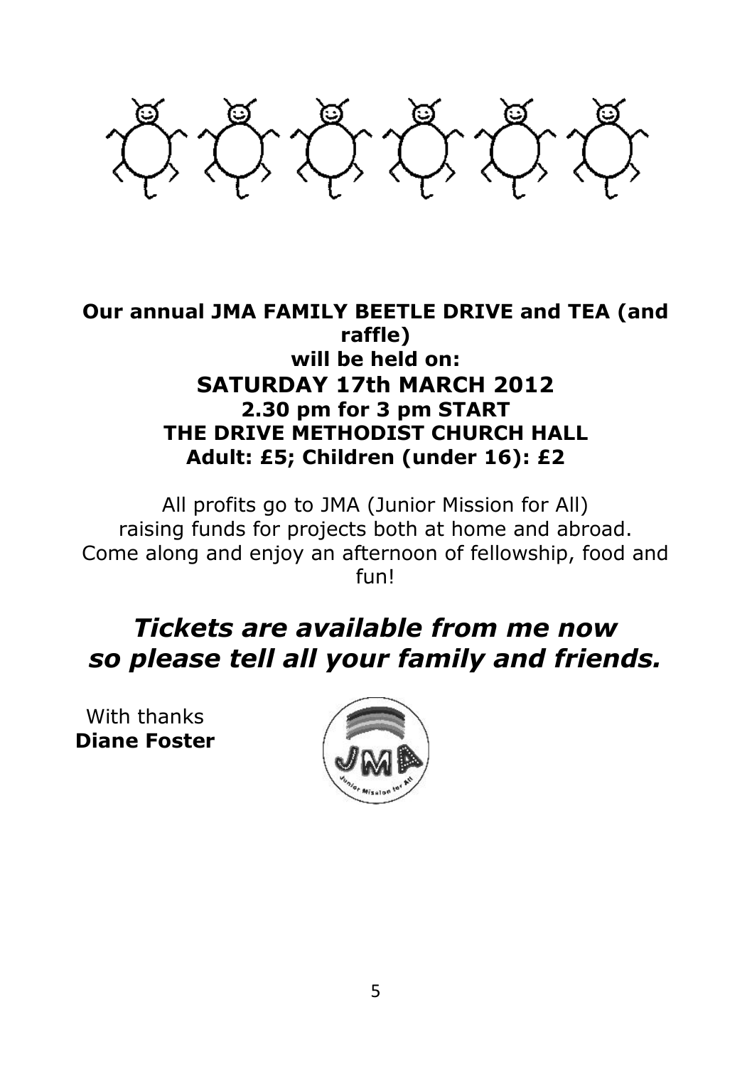**Our annual JMA FAMILY BEETLE DRIVE and TEA (and raffle)**
**will be held on:**
**SATURDAY 17th MARCH 2012**
**2.30 pm for 3 pm START**
**THE DRIVE METHODIST CHURCH HALL**
**Adult: £5; Children (under 16): £2**

All profits go to JMA (Junior Mission for All) raising funds for projects both at home and abroad. Come along and enjoy an afternoon of fellowship, food and fun!

***Tickets are available from me now so please tell all your family and friends.***

With thanks
**Diane Foster**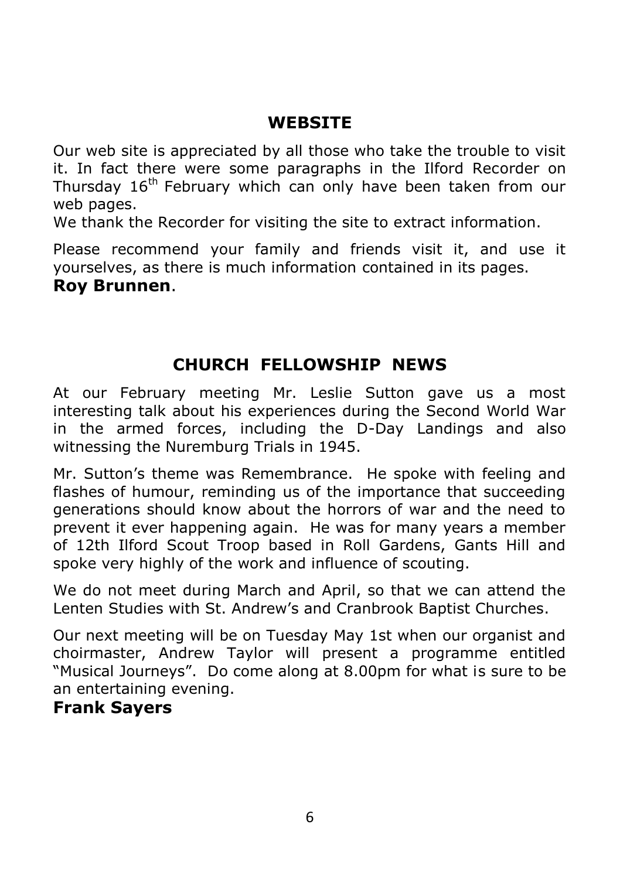## WEBSITE

Our web site is appreciated by all those who take the trouble to visit it. In fact there were some paragraphs in the Ilford Recorder on Thursday 16th February which can only have been taken from our web pages.

We thank the Recorder for visiting the site to extract information.

Please recommend your family and friends visit it, and use it yourselves, as there is much information contained in its pages.

**Roy Brunnen**.

## CHURCH FELLOWSHIP NEWS

At our February meeting Mr. Leslie Sutton gave us a most interesting talk about his experiences during the Second World War in the armed forces, including the D-Day Landings and also witnessing the Nuremburg Trials in 1945.

Mr. Sutton's theme was Remembrance. He spoke with feeling and flashes of humour, reminding us of the importance that succeeding generations should know about the horrors of war and the need to prevent it ever happening again. He was for many years a member of 12th Ilford Scout Troop based in Roll Gardens, Gants Hill and spoke very highly of the work and influence of scouting.

We do not meet during March and April, so that we can attend the Lenten Studies with St. Andrew's and Cranbrook Baptist Churches.

Our next meeting will be on Tuesday May 1st when our organist and choirmaster, Andrew Taylor will present a programme entitled "Musical Journeys". Do come along at 8.00pm for what is sure to be an entertaining evening.

**Frank Sayers**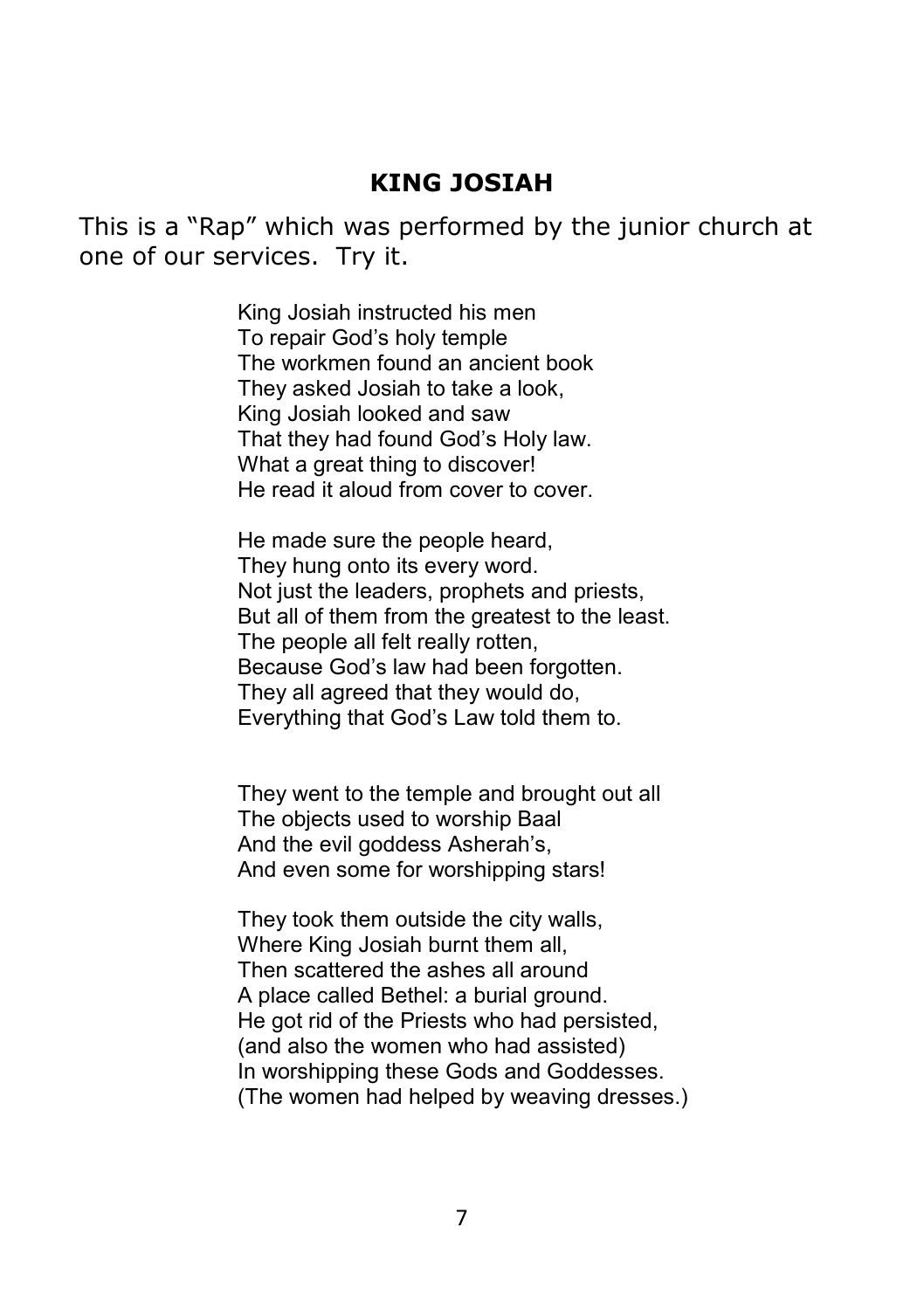## KING JOSIAH

This is a "Rap" which was performed by the junior church at one of our services. Try it.

King Josiah instructed his men  
To repair God's holy temple  
The workmen found an ancient book  
They asked Josiah to take a look,  
King Josiah looked and saw  
That they had found God's Holy law.  
What a great thing to discover!  
He read it aloud from cover to cover.

He made sure the people heard,  
They hung onto its every word.  
Not just the leaders, prophets and priests,  
But all of them from the greatest to the least.  
The people all felt really rotten,  
Because God's law had been forgotten.  
They all agreed that they would do,  
Everything that God's Law told them to.

They went to the temple and brought out all  
The objects used to worship Baal  
And the evil goddess Asherah's,  
And even some for worshipping stars!

They took them outside the city walls,  
Where King Josiah burnt them all,  
Then scattered the ashes all around  
A place called Bethel: a burial ground.  
He got rid of the Priests who had persisted,  
(and also the women who had assisted)  
In worshipping these Gods and Goddesses.  
(The women had helped by weaving dresses.)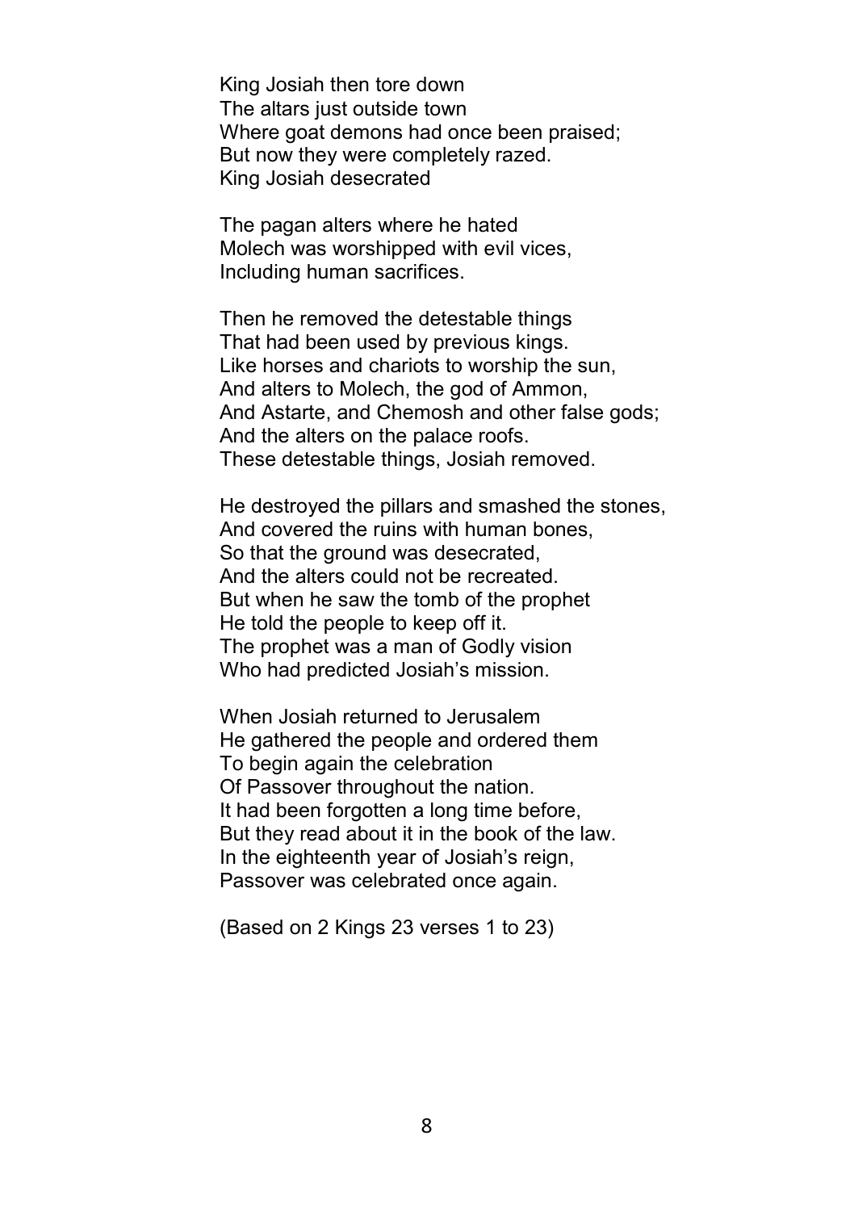King Josiah then tore down
The altars just outside town
Where goat demons had once been praised;
But now they were completely razed.
King Josiah desecrated

The pagan alters where he hated
Molech was worshipped with evil vices,
Including human sacrifices.

Then he removed the detestable things
That had been used by previous kings.
Like horses and chariots to worship the sun,
And alters to Molech, the god of Ammon,
And Astarte, and Chemosh and other false gods;
And the alters on the palace roofs.
These detestable things, Josiah removed.

He destroyed the pillars and smashed the stones,
And covered the ruins with human bones,
So that the ground was desecrated,
And the alters could not be recreated.
But when he saw the tomb of the prophet
He told the people to keep off it.
The prophet was a man of Godly vision
Who had predicted Josiah's mission.

When Josiah returned to Jerusalem
He gathered the people and ordered them
To begin again the celebration
Of Passover throughout the nation.
It had been forgotten a long time before,
But they read about it in the book of the law.
In the eighteenth year of Josiah's reign,
Passover was celebrated once again.

(Based on 2 Kings 23 verses 1 to 23)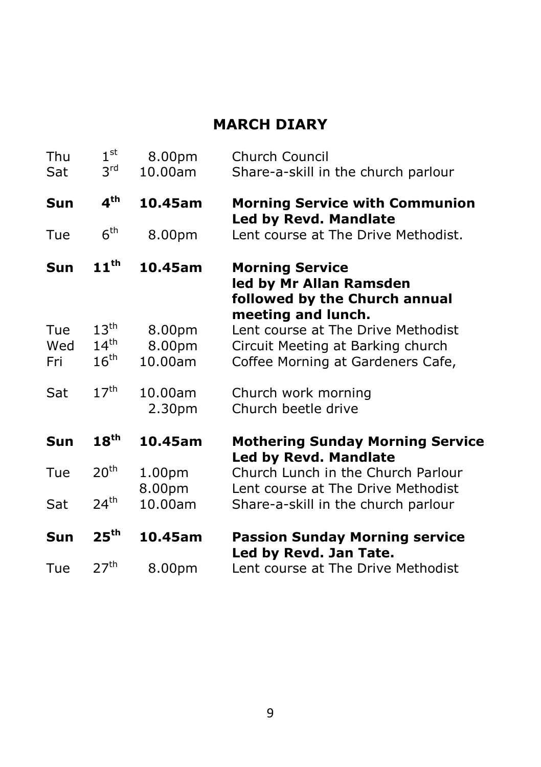## MARCH DIARY

| | | | |
|---|---|---|---|
| Thu | 1st | 8.00pm | Church Council |
| Sat | 3rd | 10.00am | Share-a-skill in the church parlour |
| **Sun** | **4th** | **10.45am** | **Morning Service with Communion Led by Revd. Mandlate** |
| Tue | 6th | 8.00pm | Lent course at The Drive Methodist. |
| **Sun** | **11th** | **10.45am** | **Morning Service led by Mr Allan Ramsden followed by the Church annual meeting and lunch.** |
| Tue | 13th | 8.00pm | Lent course at The Drive Methodist |
| Wed | 14th | 8.00pm | Circuit Meeting at Barking church |
| Fri | 16th | 10.00am | Coffee Morning at Gardeners Cafe, |
| Sat | 17th | 10.00am | Church work morning |
| | | 2.30pm | Church beetle drive |
| **Sun** | **18th** | **10.45am** | **Mothering Sunday Morning Service Led by Revd. Mandlate** |
| Tue | 20th | 1.00pm | Church Lunch in the Church Parlour |
| | | 8.00pm | Lent course at The Drive Methodist |
| Sat | 24th | 10.00am | Share-a-skill in the church parlour |
| **Sun** | **25th** | **10.45am** | **Passion Sunday Morning service Led by Revd. Jan Tate.** |
| Tue | 27th | 8.00pm | Lent course at The Drive Methodist |